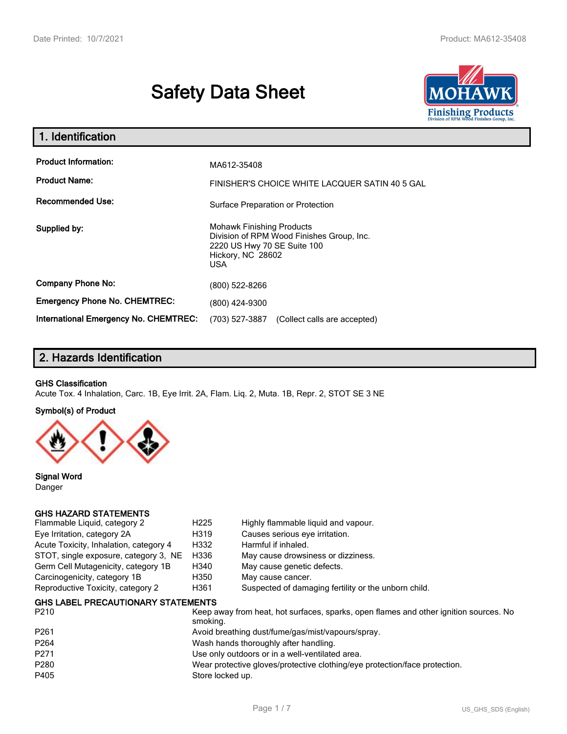# Safety Data Sheet

## 1. Identification

| | |
|---|---|
| **Product Information:** | MA612-35408 |
| **Product Name:** | FINISHER'S CHOICE WHITE LACQUER SATIN 40 5 GAL |
| **Recommended Use:** | Surface Preparation or Protection |
| **Supplied by:** | Mohawk Finishing Products<br>Division of RPM Wood Finishes Group, Inc.<br>2220 US Hwy 70 SE Suite 100<br>Hickory, NC 28602<br>USA |
| **Company Phone No:** | (800) 522-8266 |
| **Emergency Phone No. CHEMTREC:** | (800) 424-9300 |
| **International Emergency No. CHEMTREC:** | (703) 527-3887 (Collect calls are accepted) |

## 2. Hazards Identification

**GHS Classification**

Acute Tox. 4 Inhalation, Carc. 1B, Eye Irrit. 2A, Flam. Liq. 2, Muta. 1B, Repr. 2, STOT SE 3 NE

**Symbol(s) of Product**

**Signal Word**

Danger

**GHS HAZARD STATEMENTS**

| | | |
|---|---|---|
| Flammable Liquid, category 2 | H225 | Highly flammable liquid and vapour. |
| Eye Irritation, category 2A | H319 | Causes serious eye irritation. |
| Acute Toxicity, Inhalation, category 4 | H332 | Harmful if inhaled. |
| STOT, single exposure, category 3, NE | H336 | May cause drowsiness or dizziness. |
| Germ Cell Mutagenicity, category 1B | H340 | May cause genetic defects. |
| Carcinogenicity, category 1B | H350 | May cause cancer. |
| Reproductive Toxicity, category 2 | H361 | Suspected of damaging fertility or the unborn child. |

**GHS LABEL PRECAUTIONARY STATEMENTS**

| | |
|---|---|
| P210 | Keep away from heat, hot surfaces, sparks, open flames and other ignition sources. No smoking. |
| P261 | Avoid breathing dust/fume/gas/mist/vapours/spray. |
| P264 | Wash hands thoroughly after handling. |
| P271 | Use only outdoors or in a well-ventilated area. |
| P280 | Wear protective gloves/protective clothing/eye protection/face protection. |
| P405 | Store locked up. |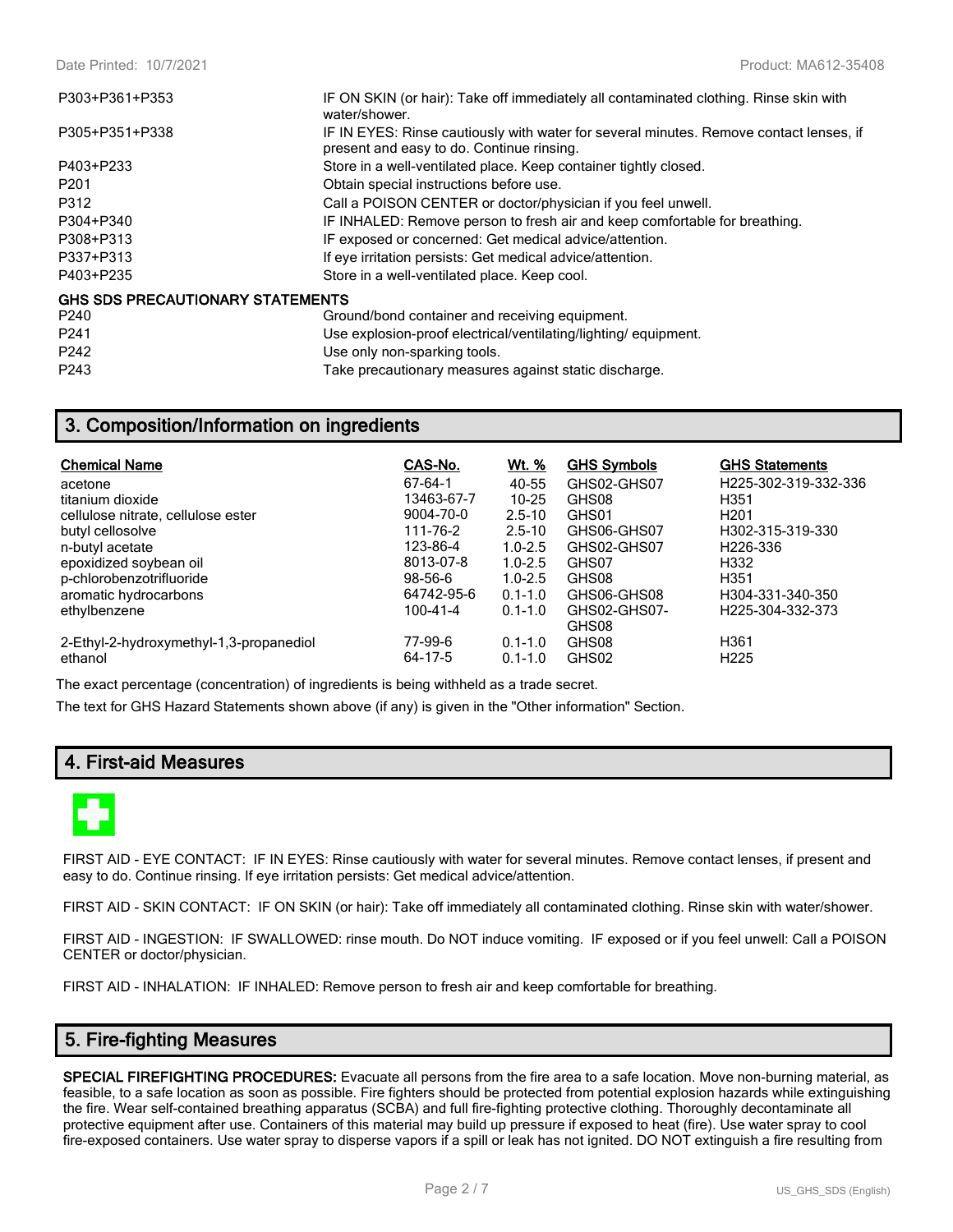| | |
|---|---|
| P303+P361+P353 | IF ON SKIN (or hair): Take off immediately all contaminated clothing. Rinse skin with water/shower. |
| P305+P351+P338 | IF IN EYES: Rinse cautiously with water for several minutes. Remove contact lenses, if present and easy to do. Continue rinsing. |
| P403+P233 | Store in a well-ventilated place. Keep container tightly closed. |
| P201 | Obtain special instructions before use. |
| P312 | Call a POISON CENTER or doctor/physician if you feel unwell. |
| P304+P340 | IF INHALED: Remove person to fresh air and keep comfortable for breathing. |
| P308+P313 | IF exposed or concerned: Get medical advice/attention. |
| P337+P313 | If eye irritation persists: Get medical advice/attention. |
| P403+P235 | Store in a well-ventilated place. Keep cool. |

**GHS SDS PRECAUTIONARY STATEMENTS**

| | |
|---|---|
| P240 | Ground/bond container and receiving equipment. |
| P241 | Use explosion-proof electrical/ventilating/lighting/ equipment. |
| P242 | Use only non-sparking tools. |
| P243 | Take precautionary measures against static discharge. |

## 3. Composition/Information on ingredients

| Chemical Name | CAS-No. | Wt. % | GHS Symbols | GHS Statements |
|---|---|---|---|---|
| acetone | 67-64-1 | 40-55 | GHS02-GHS07 | H225-302-319-332-336 |
| titanium dioxide | 13463-67-7 | 10-25 | GHS08 | H351 |
| cellulose nitrate, cellulose ester | 9004-70-0 | 2.5-10 | GHS01 | H201 |
| butyl cellosolve | 111-76-2 | 2.5-10 | GHS06-GHS07 | H302-315-319-330 |
| n-butyl acetate | 123-86-4 | 1.0-2.5 | GHS02-GHS07 | H226-336 |
| epoxidized soybean oil | 8013-07-8 | 1.0-2.5 | GHS07 | H332 |
| p-chlorobenzotrifluoride | 98-56-6 | 1.0-2.5 | GHS08 | H351 |
| aromatic hydrocarbons | 64742-95-6 | 0.1-1.0 | GHS06-GHS08 | H304-331-340-350 |
| ethylbenzene | 100-41-4 | 0.1-1.0 | GHS02-GHS07-GHS08 | H225-304-332-373 |
| 2-Ethyl-2-hydroxymethyl-1,3-propanediol | 77-99-6 | 0.1-1.0 | GHS08 | H361 |
| ethanol | 64-17-5 | 0.1-1.0 | GHS02 | H225 |

The exact percentage (concentration) of ingredients is being withheld as a trade secret.

The text for GHS Hazard Statements shown above (if any) is given in the "Other information" Section.

## 4. First-aid Measures

FIRST AID - EYE CONTACT: IF IN EYES: Rinse cautiously with water for several minutes. Remove contact lenses, if present and easy to do. Continue rinsing. If eye irritation persists: Get medical advice/attention.

FIRST AID - SKIN CONTACT: IF ON SKIN (or hair): Take off immediately all contaminated clothing. Rinse skin with water/shower.

FIRST AID - INGESTION: IF SWALLOWED: rinse mouth. Do NOT induce vomiting. IF exposed or if you feel unwell: Call a POISON CENTER or doctor/physician.

FIRST AID - INHALATION: IF INHALED: Remove person to fresh air and keep comfortable for breathing.

## 5. Fire-fighting Measures

**SPECIAL FIREFIGHTING PROCEDURES:** Evacuate all persons from the fire area to a safe location. Move non-burning material, as feasible, to a safe location as soon as possible. Fire fighters should be protected from potential explosion hazards while extinguishing the fire. Wear self-contained breathing apparatus (SCBA) and full fire-fighting protective clothing. Thoroughly decontaminate all protective equipment after use. Containers of this material may build up pressure if exposed to heat (fire). Use water spray to cool fire-exposed containers. Use water spray to disperse vapors if a spill or leak has not ignited. DO NOT extinguish a fire resulting from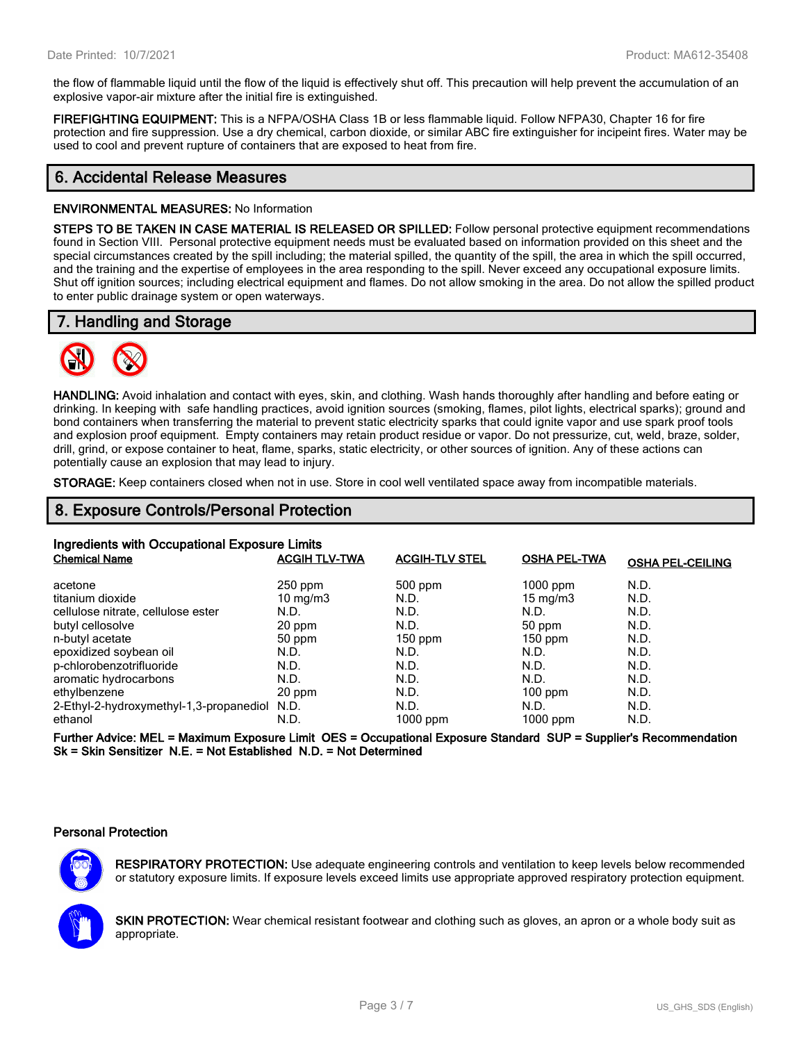the flow of flammable liquid until the flow of the liquid is effectively shut off. This precaution will help prevent the accumulation of an explosive vapor-air mixture after the initial fire is extinguished.

**FIREFIGHTING EQUIPMENT:** This is a NFPA/OSHA Class 1B or less flammable liquid. Follow NFPA30, Chapter 16 for fire protection and fire suppression. Use a dry chemical, carbon dioxide, or similar ABC fire extinguisher for incipeint fires. Water may be used to cool and prevent rupture of containers that are exposed to heat from fire.

## 6. Accidental Release Measures

**ENVIRONMENTAL MEASURES:** No Information

**STEPS TO BE TAKEN IN CASE MATERIAL IS RELEASED OR SPILLED:** Follow personal protective equipment recommendations found in Section VIII. Personal protective equipment needs must be evaluated based on information provided on this sheet and the special circumstances created by the spill including; the material spilled, the quantity of the spill, the area in which the spill occurred, and the training and the expertise of employees in the area responding to the spill. Never exceed any occupational exposure limits. Shut off ignition sources; including electrical equipment and flames. Do not allow smoking in the area. Do not allow the spilled product to enter public drainage system or open waterways.

## 7. Handling and Storage

**HANDLING:** Avoid inhalation and contact with eyes, skin, and clothing. Wash hands thoroughly after handling and before eating or drinking. In keeping with safe handling practices, avoid ignition sources (smoking, flames, pilot lights, electrical sparks); ground and bond containers when transferring the material to prevent static electricity sparks that could ignite vapor and use spark proof tools and explosion proof equipment. Empty containers may retain product residue or vapor. Do not pressurize, cut, weld, braze, solder, drill, grind, or expose container to heat, flame, sparks, static electricity, or other sources of ignition. Any of these actions can potentially cause an explosion that may lead to injury.

**STORAGE:** Keep containers closed when not in use. Store in cool well ventilated space away from incompatible materials.

## 8. Exposure Controls/Personal Protection

**Ingredients with Occupational Exposure Limits**

| Chemical Name | ACGIH TLV-TWA | ACGIH-TLV STEL | OSHA PEL-TWA | OSHA PEL-CEILING |
|---|---|---|---|---|
| acetone | 250 ppm | 500 ppm | 1000 ppm | N.D. |
| titanium dioxide | 10 mg/m3 | N.D. | 15 mg/m3 | N.D. |
| cellulose nitrate, cellulose ester | N.D. | N.D. | N.D. | N.D. |
| butyl cellosolve | 20 ppm | N.D. | 50 ppm | N.D. |
| n-butyl acetate | 50 ppm | 150 ppm | 150 ppm | N.D. |
| epoxidized soybean oil | N.D. | N.D. | N.D. | N.D. |
| p-chlorobenzotrifluoride | N.D. | N.D. | N.D. | N.D. |
| aromatic hydrocarbons | N.D. | N.D. | N.D. | N.D. |
| ethylbenzene | 20 ppm | N.D. | 100 ppm | N.D. |
| 2-Ethyl-2-hydroxymethyl-1,3-propanediol | N.D. | N.D. | N.D. | N.D. |
| ethanol | N.D. | 1000 ppm | 1000 ppm | N.D. |

**Further Advice: MEL = Maximum Exposure Limit OES = Occupational Exposure Standard SUP = Supplier's Recommendation Sk = Skin Sensitizer N.E. = Not Established N.D. = Not Determined**

### Personal Protection

**RESPIRATORY PROTECTION:** Use adequate engineering controls and ventilation to keep levels below recommended or statutory exposure limits. If exposure levels exceed limits use appropriate approved respiratory protection equipment.

**SKIN PROTECTION:** Wear chemical resistant footwear and clothing such as gloves, an apron or a whole body suit as appropriate.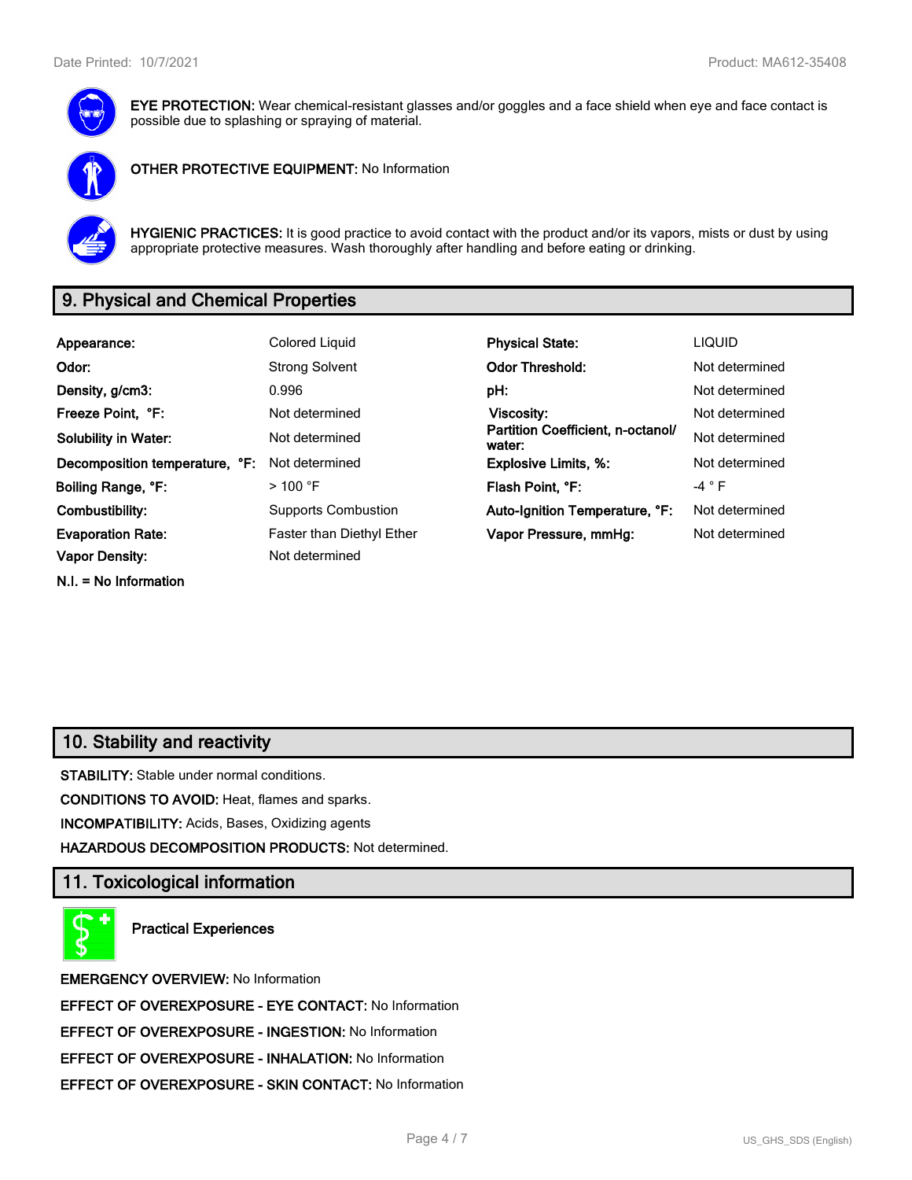**EYE PROTECTION:** Wear chemical-resistant glasses and/or goggles and a face shield when eye and face contact is possible due to splashing or spraying of material.

**OTHER PROTECTIVE EQUIPMENT:** No Information

**HYGIENIC PRACTICES:** It is good practice to avoid contact with the product and/or its vapors, mists or dust by using appropriate protective measures. Wash thoroughly after handling and before eating or drinking.

## 9. Physical and Chemical Properties

| | | | |
|---|---|---|---|
| **Appearance:** | Colored Liquid | **Physical State:** | LIQUID |
| **Odor:** | Strong Solvent | **Odor Threshold:** | Not determined |
| **Density, g/cm3:** | 0.996 | **pH:** | Not determined |
| **Freeze Point, °F:** | Not determined | **Viscosity:** | Not determined |
| **Solubility in Water:** | Not determined | **Partition Coefficient, n-octanol/ water:** | Not determined |
| **Decomposition temperature, °F:** | Not determined | **Explosive Limits, %:** | Not determined |
| **Boiling Range, °F:** | > 100 °F | **Flash Point, °F:** | -4 ° F |
| **Combustibility:** | Supports Combustion | **Auto-Ignition Temperature, °F:** | Not determined |
| **Evaporation Rate:** | Faster than Diethyl Ether | **Vapor Pressure, mmHg:** | Not determined |
| **Vapor Density:** | Not determined | | |

**N.I. = No Information**

## 10. Stability and reactivity

**STABILITY:** Stable under normal conditions.

**CONDITIONS TO AVOID:** Heat, flames and sparks.

**INCOMPATIBILITY:** Acids, Bases, Oxidizing agents

**HAZARDOUS DECOMPOSITION PRODUCTS:** Not determined.

## 11. Toxicological information

**Practical Experiences**

**EMERGENCY OVERVIEW:** No Information

**EFFECT OF OVEREXPOSURE - EYE CONTACT:** No Information

**EFFECT OF OVEREXPOSURE - INGESTION:** No Information

**EFFECT OF OVEREXPOSURE - INHALATION:** No Information

**EFFECT OF OVEREXPOSURE - SKIN CONTACT:** No Information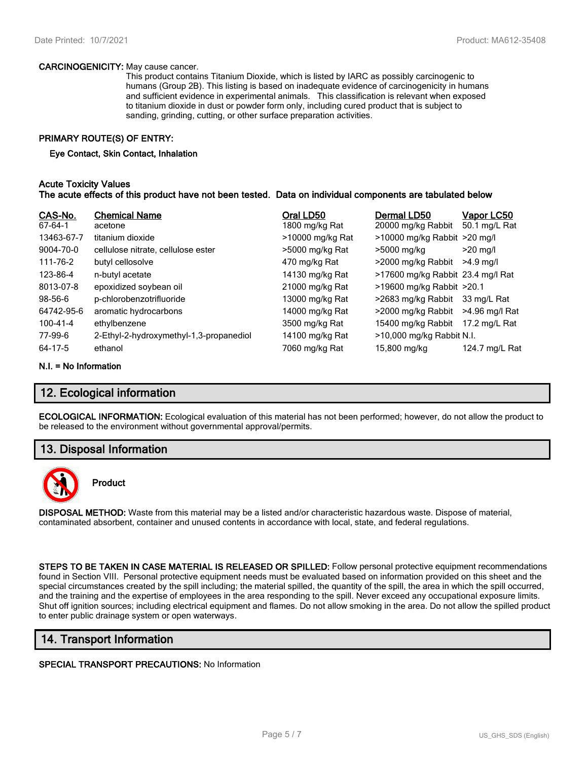**CARCINOGENICITY:** May cause cancer.
This product contains Titanium Dioxide, which is listed by IARC as possibly carcinogenic to humans (Group 2B). This listing is based on inadequate evidence of carcinogenicity in humans and sufficient evidence in experimental animals. This classification is relevant when exposed to titanium dioxide in dust or powder form only, including cured product that is subject to sanding, grinding, cutting, or other surface preparation activities.

**PRIMARY ROUTE(S) OF ENTRY:**

**Eye Contact, Skin Contact, Inhalation**

**Acute Toxicity Values**
**The acute effects of this product have not been tested. Data on individual components are tabulated below**

| CAS-No. | Chemical Name | Oral LD50 | Dermal LD50 | Vapor LC50 |
|---|---|---|---|---|
| 67-64-1 | acetone | 1800 mg/kg Rat | 20000 mg/kg Rabbit | 50.1 mg/L Rat |
| 13463-67-7 | titanium dioxide | >10000 mg/kg Rat | >10000 mg/kg Rabbit | >20 mg/l |
| 9004-70-0 | cellulose nitrate, cellulose ester | >5000 mg/kg Rat | >5000 mg/kg | >20 mg/l |
| 111-76-2 | butyl cellosolve | 470 mg/kg Rat | >2000 mg/kg Rabbit | >4.9 mg/l |
| 123-86-4 | n-butyl acetate | 14130 mg/kg Rat | >17600 mg/kg Rabbit | 23.4 mg/l Rat |
| 8013-07-8 | epoxidized soybean oil | 21000 mg/kg Rat | >19600 mg/kg Rabbit | >20.1 |
| 98-56-6 | p-chlorobenzotrifluoride | 13000 mg/kg Rat | >2683 mg/kg Rabbit | 33 mg/L Rat |
| 64742-95-6 | aromatic hydrocarbons | 14000 mg/kg Rat | >2000 mg/kg Rabbit | >4.96 mg/l Rat |
| 100-41-4 | ethylbenzene | 3500 mg/kg Rat | 15400 mg/kg Rabbit | 17.2 mg/L Rat |
| 77-99-6 | 2-Ethyl-2-hydroxymethyl-1,3-propanediol | 14100 mg/kg Rat | >10,000 mg/kg Rabbit | N.I. |
| 64-17-5 | ethanol | 7060 mg/kg Rat | 15,800 mg/kg | 124.7 mg/L Rat |

**N.I. = No Information**

## 12. Ecological information

**ECOLOGICAL INFORMATION:** Ecological evaluation of this material has not been performed; however, do not allow the product to be released to the environment without governmental approval/permits.

## 13. Disposal Information

**Product**

**DISPOSAL METHOD:** Waste from this material may be a listed and/or characteristic hazardous waste. Dispose of material, contaminated absorbent, container and unused contents in accordance with local, state, and federal regulations.

**STEPS TO BE TAKEN IN CASE MATERIAL IS RELEASED OR SPILLED:** Follow personal protective equipment recommendations found in Section VIII. Personal protective equipment needs must be evaluated based on information provided on this sheet and the special circumstances created by the spill including; the material spilled, the quantity of the spill, the area in which the spill occurred, and the training and the expertise of employees in the area responding to the spill. Never exceed any occupational exposure limits. Shut off ignition sources; including electrical equipment and flames. Do not allow smoking in the area. Do not allow the spilled product to enter public drainage system or open waterways.

## 14. Transport Information

**SPECIAL TRANSPORT PRECAUTIONS:** No Information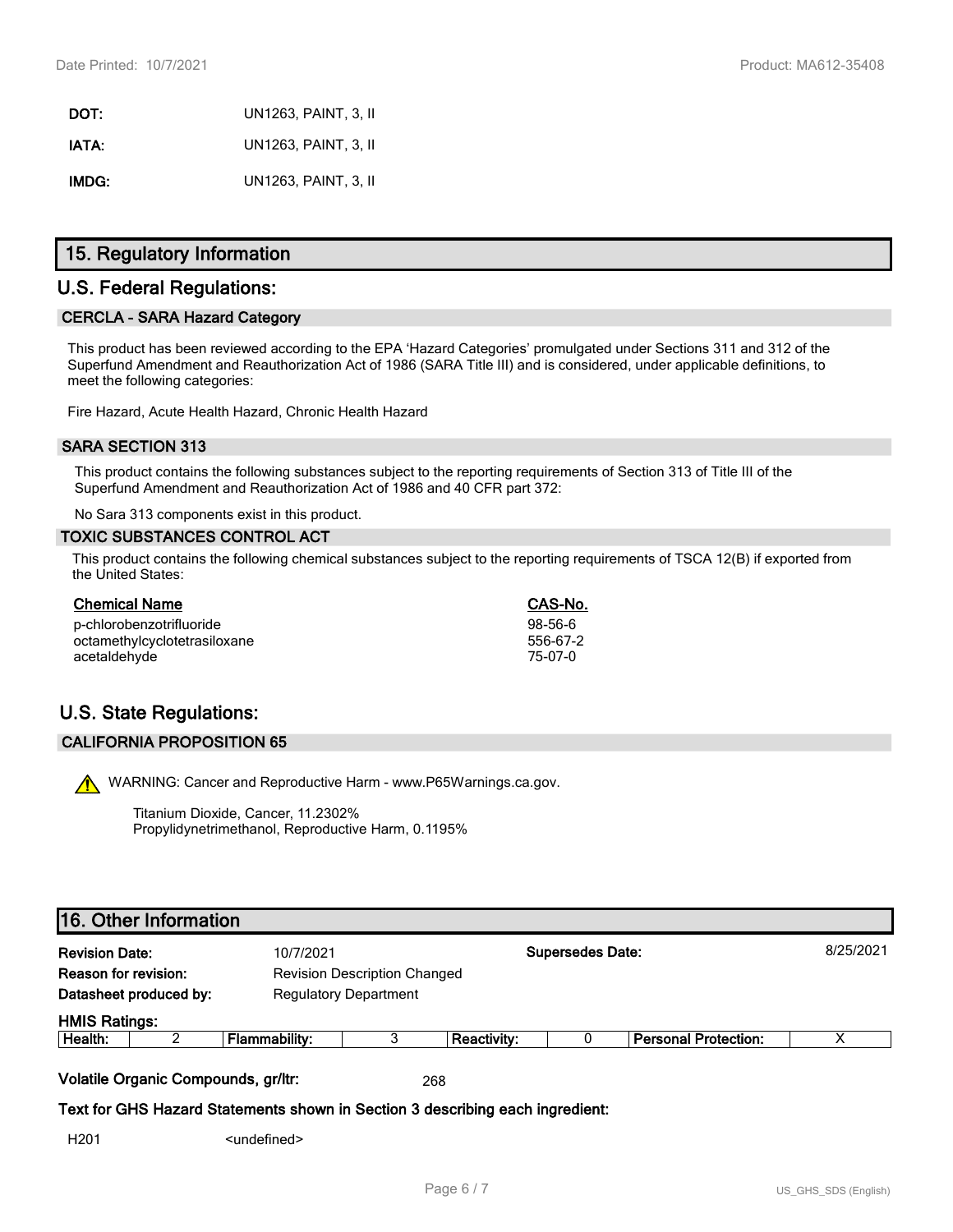**DOT:** UN1263, PAINT, 3, II

**IATA:** UN1263, PAINT, 3, II

**IMDG:** UN1263, PAINT, 3, II

## 15. Regulatory Information

## U.S. Federal Regulations:

### CERCLA - SARA Hazard Category

This product has been reviewed according to the EPA 'Hazard Categories' promulgated under Sections 311 and 312 of the Superfund Amendment and Reauthorization Act of 1986 (SARA Title III) and is considered, under applicable definitions, to meet the following categories:

Fire Hazard, Acute Health Hazard, Chronic Health Hazard

### SARA SECTION 313

This product contains the following substances subject to the reporting requirements of Section 313 of Title III of the Superfund Amendment and Reauthorization Act of 1986 and 40 CFR part 372:

No Sara 313 components exist in this product.

### TOXIC SUBSTANCES CONTROL ACT

This product contains the following chemical substances subject to the reporting requirements of TSCA 12(B) if exported from the United States:

| Chemical Name | CAS-No. |
|---|---|
| p-chlorobenzotrifluoride | 98-56-6 |
| octamethylcyclotetrasiloxane | 556-67-2 |
| acetaldehyde | 75-07-0 |

## U.S. State Regulations:

### CALIFORNIA PROPOSITION 65

⚠ WARNING: Cancer and Reproductive Harm - www.P65Warnings.ca.gov.

Titanium Dioxide, Cancer, 11.2302%
Propylidynetrimethanol, Reproductive Harm, 0.1195%

## 16. Other Information

**Revision Date:** 10/7/2021 **Supersedes Date:** 8/25/2021

**Reason for revision:** Revision Description Changed

**Datasheet produced by:** Regulatory Department

**HMIS Ratings:**

| Health: | 2 | Flammability: | 3 | Reactivity: | 0 | Personal Protection: | X |
|---|---|---|---|---|---|---|---|

**Volatile Organic Compounds, gr/ltr:** 268

**Text for GHS Hazard Statements shown in Section 3 describing each ingredient:**

H201 <undefined>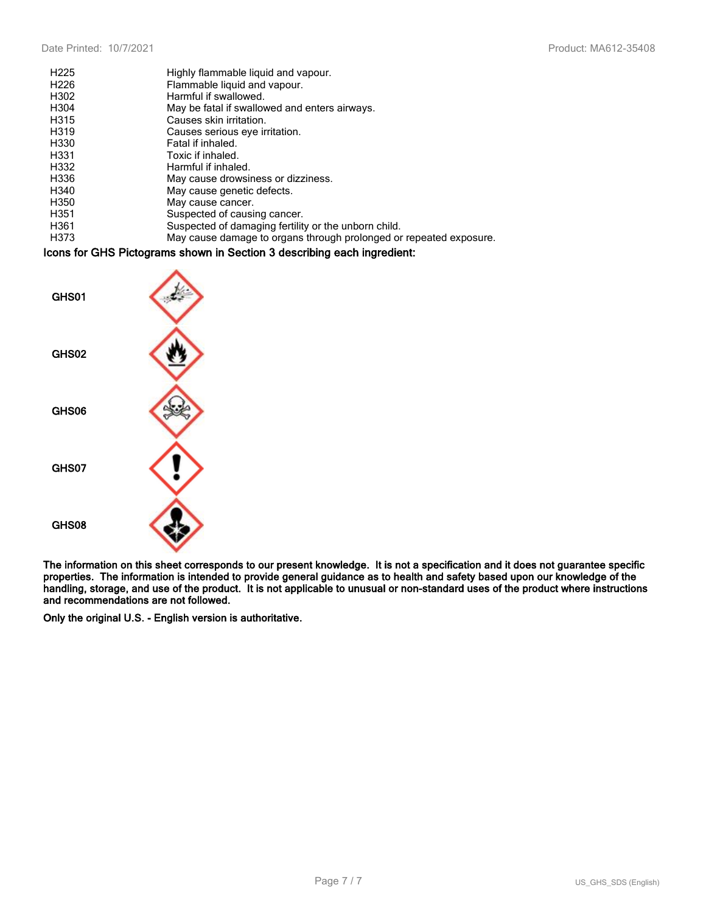| | |
|---|---|
| H225 | Highly flammable liquid and vapour. |
| H226 | Flammable liquid and vapour. |
| H302 | Harmful if swallowed. |
| H304 | May be fatal if swallowed and enters airways. |
| H315 | Causes skin irritation. |
| H319 | Causes serious eye irritation. |
| H330 | Fatal if inhaled. |
| H331 | Toxic if inhaled. |
| H332 | Harmful if inhaled. |
| H336 | May cause drowsiness or dizziness. |
| H340 | May cause genetic defects. |
| H350 | May cause cancer. |
| H351 | Suspected of causing cancer. |
| H361 | Suspected of damaging fertility or the unborn child. |
| H373 | May cause damage to organs through prolonged or repeated exposure. |

**Icons for GHS Pictograms shown in Section 3 describing each ingredient:**

**GHS01**

**GHS02**

**GHS06**

**GHS07**

**GHS08**

**The information on this sheet corresponds to our present knowledge. It is not a specification and it does not guarantee specific properties. The information is intended to provide general guidance as to health and safety based upon our knowledge of the handling, storage, and use of the product. It is not applicable to unusual or non-standard uses of the product where instructions and recommendations are not followed.**

**Only the original U.S. - English version is authoritative.**